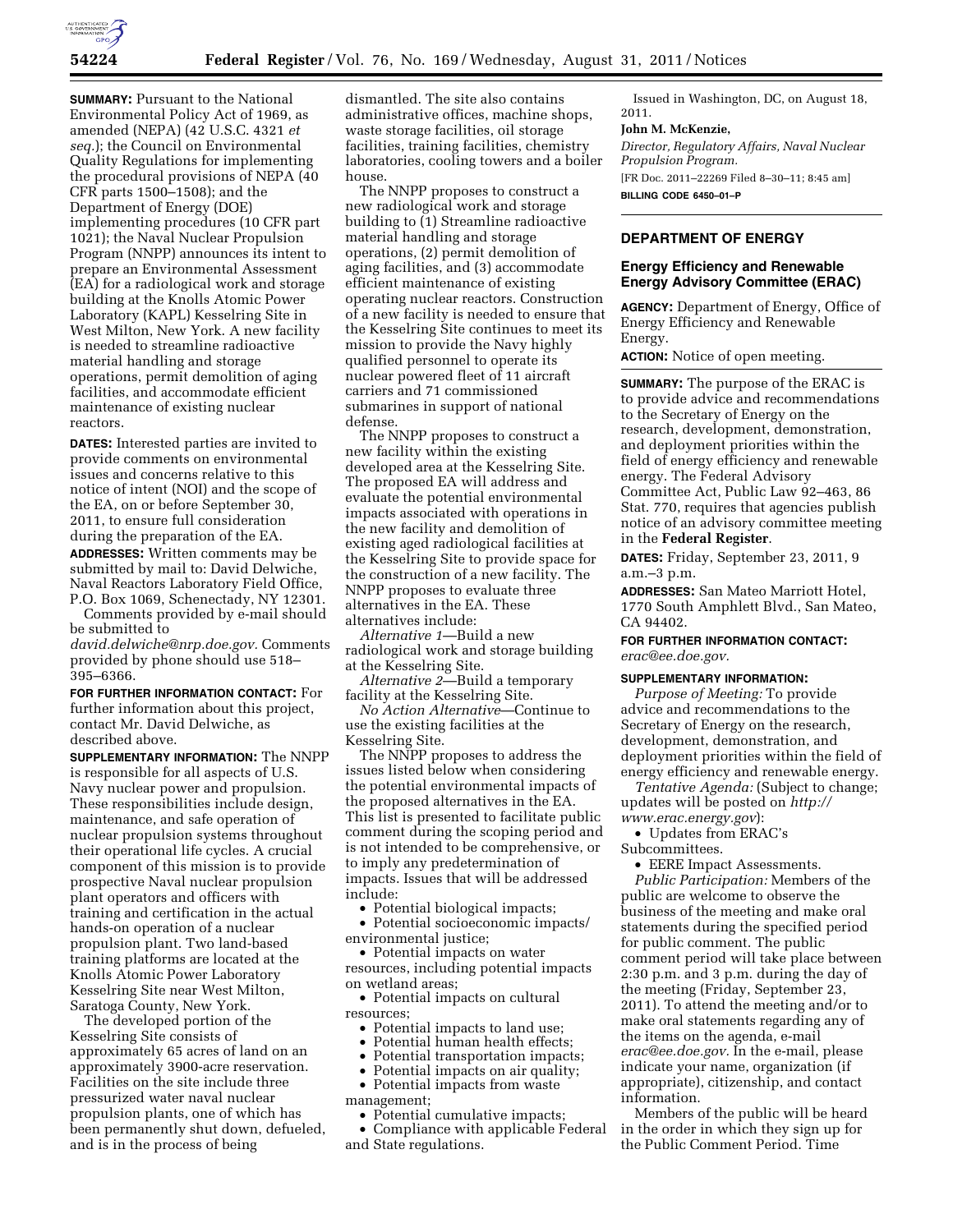**SUMMARY:** Pursuant to the National Environmental Policy Act of 1969, as amended (NEPA) (42 U.S.C. 4321 *et seq.*); the Council on Environmental Quality Regulations for implementing the procedural provisions of NEPA (40 CFR parts 1500–1508); and the Department of Energy (DOE) implementing procedures (10 CFR part 1021); the Naval Nuclear Propulsion Program (NNPP) announces its intent to prepare an Environmental Assessment (EA) for a radiological work and storage building at the Knolls Atomic Power Laboratory (KAPL) Kesselring Site in West Milton, New York. A new facility is needed to streamline radioactive material handling and storage operations, permit demolition of aging facilities, and accommodate efficient maintenance of existing nuclear reactors.

**DATES:** Interested parties are invited to provide comments on environmental issues and concerns relative to this notice of intent (NOI) and the scope of the EA, on or before September 30, 2011, to ensure full consideration during the preparation of the EA.

**ADDRESSES:** Written comments may be submitted by mail to: David Delwiche, Naval Reactors Laboratory Field Office, P.O. Box 1069, Schenectady, NY 12301.

Comments provided by e-mail should be submitted to *david.delwiche@nrp.doe.gov.* Comments provided by phone should use 518–395–6366.

**FOR FURTHER INFORMATION CONTACT:** For further information about this project, contact Mr. David Delwiche, as described above.

**SUPPLEMENTARY INFORMATION:** The NNPP is responsible for all aspects of U.S. Navy nuclear power and propulsion. These responsibilities include design, maintenance, and safe operation of nuclear propulsion systems throughout their operational life cycles. A crucial component of this mission is to provide prospective Naval nuclear propulsion plant operators and officers with training and certification in the actual hands-on operation of a nuclear propulsion plant. Two land-based training platforms are located at the Knolls Atomic Power Laboratory Kesselring Site near West Milton, Saratoga County, New York.

The developed portion of the Kesselring Site consists of approximately 65 acres of land on an approximately 3900-acre reservation. Facilities on the site include three pressurized water naval nuclear propulsion plants, one of which has been permanently shut down, defueled, and is in the process of being dismantled. The site also contains administrative offices, machine shops, waste storage facilities, oil storage facilities, training facilities, chemistry laboratories, cooling towers and a boiler house.

The NNPP proposes to construct a new radiological work and storage building to (1) Streamline radioactive material handling and storage operations, (2) permit demolition of aging facilities, and (3) accommodate efficient maintenance of existing operating nuclear reactors. Construction of a new facility is needed to ensure that the Kesselring Site continues to meet its mission to provide the Navy highly qualified personnel to operate its nuclear powered fleet of 11 aircraft carriers and 71 commissioned submarines in support of national defense.

The NNPP proposes to construct a new facility within the existing developed area at the Kesselring Site. The proposed EA will address and evaluate the potential environmental impacts associated with operations in the new facility and demolition of existing aged radiological facilities at the Kesselring Site to provide space for the construction of a new facility. The NNPP proposes to evaluate three alternatives in the EA. These alternatives include:

*Alternative 1*—Build a new radiological work and storage building at the Kesselring Site.

*Alternative 2*—Build a temporary facility at the Kesselring Site.

*No Action Alternative*—Continue to use the existing facilities at the Kesselring Site.

The NNPP proposes to address the issues listed below when considering the potential environmental impacts of the proposed alternatives in the EA. This list is presented to facilitate public comment during the scoping period and is not intended to be comprehensive, or to imply any predetermination of impacts. Issues that will be addressed include:

- Potential biological impacts;
- Potential socioeconomic impacts/environmental justice;
- Potential impacts on water resources, including potential impacts on wetland areas;
- Potential impacts on cultural resources;
- Potential impacts to land use;
- Potential human health effects;
- Potential transportation impacts;
- Potential impacts on air quality;
- Potential impacts from waste management;
- Potential cumulative impacts;
- Compliance with applicable Federal and State regulations.

Issued in Washington, DC, on August 18, 2011.

**John M. McKenzie,**

*Director, Regulatory Affairs, Naval Nuclear Propulsion Program.*

[FR Doc. 2011–22269 Filed 8–30–11; 8:45 am]

**BILLING CODE 6450–01–P**

## DEPARTMENT OF ENERGY

### Energy Efficiency and Renewable Energy Advisory Committee (ERAC)

**AGENCY:** Department of Energy, Office of Energy Efficiency and Renewable Energy.

**ACTION:** Notice of open meeting.

**SUMMARY:** The purpose of the ERAC is to provide advice and recommendations to the Secretary of Energy on the research, development, demonstration, and deployment priorities within the field of energy efficiency and renewable energy. The Federal Advisory Committee Act, Public Law 92–463, 86 Stat. 770, requires that agencies publish notice of an advisory committee meeting in the **Federal Register**.

**DATES:** Friday, September 23, 2011, 9 a.m.–3 p.m.

**ADDRESSES:** San Mateo Marriott Hotel, 1770 South Amphlett Blvd., San Mateo, CA 94402.

**FOR FURTHER INFORMATION CONTACT:** *erac@ee.doe.gov.*

**SUPPLEMENTARY INFORMATION:**

*Purpose of Meeting:* To provide advice and recommendations to the Secretary of Energy on the research, development, and deployment priorities within the field of energy efficiency and renewable energy.

*Tentative Agenda:* (Subject to change; updates will be posted on *http://www.erac.energy.gov*):

- Updates from ERAC's Subcommittees.
- EERE Impact Assessments.

*Public Participation:* Members of the public are welcome to observe the business of the meeting and make oral statements during the specified period for public comment. The public comment period will take place between 2:30 p.m. and 3 p.m. during the day of the meeting (Friday, September 23, 2011). To attend the meeting and/or to make oral statements regarding any of the items on the agenda, e-mail *erac@ee.doe.gov.* In the e-mail, please indicate your name, organization (if appropriate), citizenship, and contact information.

Members of the public will be heard in the order in which they sign up for the Public Comment Period. Time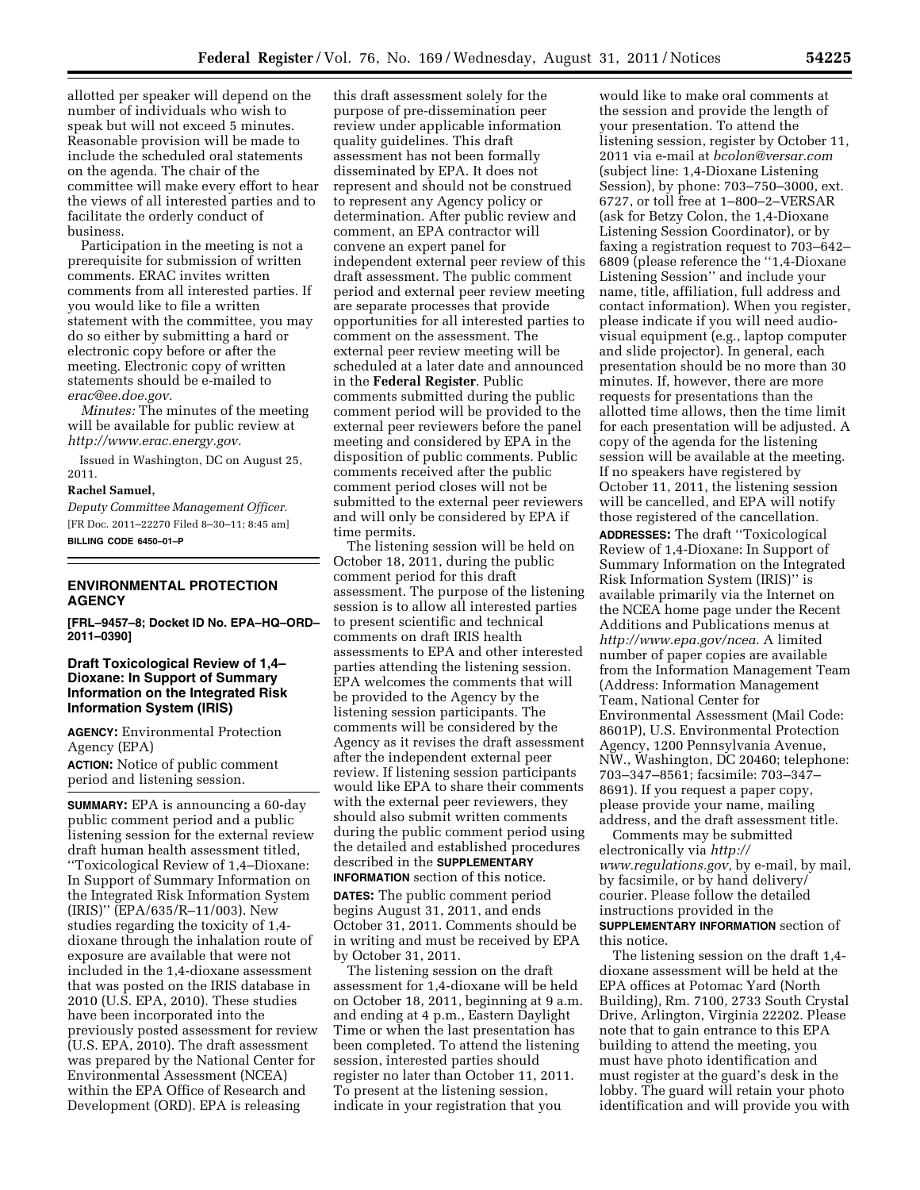allotted per speaker will depend on the number of individuals who wish to speak but will not exceed 5 minutes. Reasonable provision will be made to include the scheduled oral statements on the agenda. The chair of the committee will make every effort to hear the views of all interested parties and to facilitate the orderly conduct of business.

Participation in the meeting is not a prerequisite for submission of written comments. ERAC invites written comments from all interested parties. If you would like to file a written statement with the committee, you may do so either by submitting a hard or electronic copy before or after the meeting. Electronic copy of written statements should be e-mailed to *erac@ee.doe.gov.*

*Minutes:* The minutes of the meeting will be available for public review at *http://www.erac.energy.gov.*

Issued in Washington, DC on August 25, 2011.

**Rachel Samuel,**

*Deputy Committee Management Officer.*

[FR Doc. 2011–22270 Filed 8–30–11; 8:45 am]

**BILLING CODE 6450–01–P**

## ENVIRONMENTAL PROTECTION AGENCY

**[FRL–9457–8; Docket ID No. EPA–HQ–ORD–2011–0390]**

### Draft Toxicological Review of 1,4–Dioxane: In Support of Summary Information on the Integrated Risk Information System (IRIS)

**AGENCY:** Environmental Protection Agency (EPA)

**ACTION:** Notice of public comment period and listening session.

**SUMMARY:** EPA is announcing a 60-day public comment period and a public listening session for the external review draft human health assessment titled, ''Toxicological Review of 1,4–Dioxane: In Support of Summary Information on the Integrated Risk Information System (IRIS)'' (EPA/635/R–11/003). New studies regarding the toxicity of 1,4-dioxane through the inhalation route of exposure are available that were not included in the 1,4-dioxane assessment that was posted on the IRIS database in 2010 (U.S. EPA, 2010). These studies have been incorporated into the previously posted assessment for review (U.S. EPA, 2010). The draft assessment was prepared by the National Center for Environmental Assessment (NCEA) within the EPA Office of Research and Development (ORD). EPA is releasing this draft assessment solely for the purpose of pre-dissemination peer review under applicable information quality guidelines. This draft assessment has not been formally disseminated by EPA. It does not represent and should not be construed to represent any Agency policy or determination. After public review and comment, an EPA contractor will convene an expert panel for independent external peer review of this draft assessment. The public comment period and external peer review meeting are separate processes that provide opportunities for all interested parties to comment on the assessment. The external peer review meeting will be scheduled at a later date and announced in the **Federal Register**. Public comments submitted during the public comment period will be provided to the external peer reviewers before the panel meeting and considered by EPA in the disposition of public comments. Public comments received after the public comment period closes will not be submitted to the external peer reviewers and will only be considered by EPA if time permits.

The listening session will be held on October 18, 2011, during the public comment period for this draft assessment. The purpose of the listening session is to allow all interested parties to present scientific and technical comments on draft IRIS health assessments to EPA and other interested parties attending the listening session. EPA welcomes the comments that will be provided to the Agency by the listening session participants. The comments will be considered by the Agency as it revises the draft assessment after the independent external peer review. If listening session participants would like EPA to share their comments with the external peer reviewers, they should also submit written comments during the public comment period using the detailed and established procedures described in the **SUPPLEMENTARY INFORMATION** section of this notice.

**DATES:** The public comment period begins August 31, 2011, and ends October 31, 2011. Comments should be in writing and must be received by EPA by October 31, 2011.

The listening session on the draft assessment for 1,4-dioxane will be held on October 18, 2011, beginning at 9 a.m. and ending at 4 p.m., Eastern Daylight Time or when the last presentation has been completed. To attend the listening session, interested parties should register no later than October 11, 2011. To present at the listening session, indicate in your registration that you would like to make oral comments at the session and provide the length of your presentation. To attend the listening session, register by October 11, 2011 via e-mail at *bcolon@versar.com* (subject line: 1,4-Dioxane Listening Session), by phone: 703–750–3000, ext. 6727, or toll free at 1–800–2–VERSAR (ask for Betzy Colon, the 1,4-Dioxane Listening Session Coordinator), or by faxing a registration request to 703–642–6809 (please reference the ''1,4-Dioxane Listening Session'' and include your name, title, affiliation, full address and contact information). When you register, please indicate if you will need audio-visual equipment (e.g., laptop computer and slide projector). In general, each presentation should be no more than 30 minutes. If, however, there are more requests for presentations than the allotted time allows, then the time limit for each presentation will be adjusted. A copy of the agenda for the listening session will be available at the meeting. If no speakers have registered by October 11, 2011, the listening session will be cancelled, and EPA will notify those registered of the cancellation.

**ADDRESSES:** The draft ''Toxicological Review of 1,4-Dioxane: In Support of Summary Information on the Integrated Risk Information System (IRIS)'' is available primarily via the Internet on the NCEA home page under the Recent Additions and Publications menus at *http://www.epa.gov/ncea.* A limited number of paper copies are available from the Information Management Team (Address: Information Management Team, National Center for Environmental Assessment (Mail Code: 8601P), U.S. Environmental Protection Agency, 1200 Pennsylvania Avenue, NW., Washington, DC 20460; telephone: 703–347–8561; facsimile: 703–347–8691). If you request a paper copy, please provide your name, mailing address, and the draft assessment title.

Comments may be submitted electronically via *http://www.regulations.gov,* by e-mail, by mail, by facsimile, or by hand delivery/courier. Please follow the detailed instructions provided in the **SUPPLEMENTARY INFORMATION** section of this notice.

The listening session on the draft 1,4-dioxane assessment will be held at the EPA offices at Potomac Yard (North Building), Rm. 7100, 2733 South Crystal Drive, Arlington, Virginia 22202. Please note that to gain entrance to this EPA building to attend the meeting, you must have photo identification and must register at the guard's desk in the lobby. The guard will retain your photo identification and will provide you with